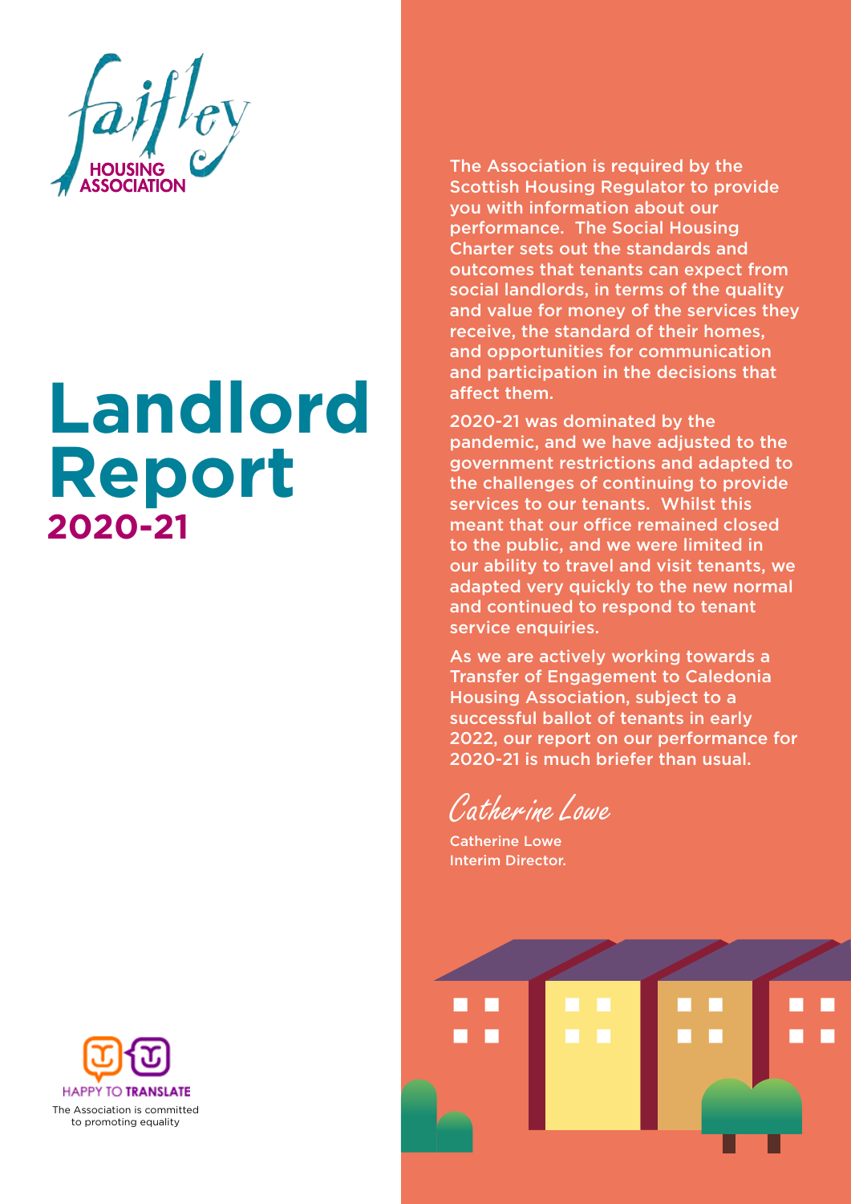fairley

HOUSING ASSOCIATION

# Landlord Report

## 2020-21

The Association is required by the Scottish Housing Regulator to provide you with information about our performance. The Social Housing Charter sets out the standards and outcomes that tenants can expect from social landlords, in terms of the quality and value for money of the services they receive, the standard of their homes, and opportunities for communication and participation in the decisions that affect them.

2020-21 was dominated by the pandemic, and we have adjusted to the government restrictions and adapted to the challenges of continuing to provide services to our tenants. Whilst this meant that our office remained closed to the public, and we were limited in our ability to travel and visit tenants, we adapted very quickly to the new normal and continued to respond to tenant service enquiries.

As we are actively working towards a Transfer of Engagement to Caledonia Housing Association, subject to a successful ballot of tenants in early 2022, our report on our performance for 2020-21 is much briefer than usual.

*Catherine Lowe*

Catherine Lowe
Interim Director.

HAPPY TO TRANSLATE
The Association is committed to promoting equality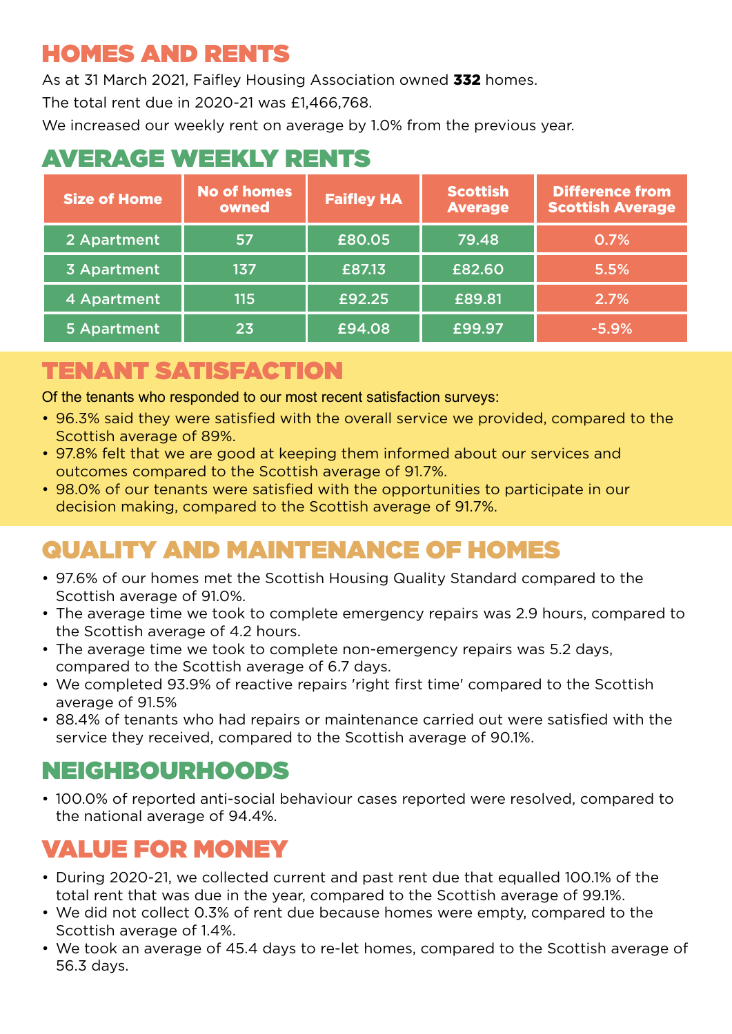## HOMES AND RENTS

As at 31 March 2021, Faifley Housing Association owned **332** homes.

The total rent due in 2020-21 was £1,466,768.

We increased our weekly rent on average by 1.0% from the previous year.

## AVERAGE WEEKLY RENTS

| Size of Home | No of homes owned | Faifley HA | Scottish Average | Difference from Scottish Average |
|---|---|---|---|---|
| 2 Apartment | 57 | £80.05 | 79.48 | 0.7% |
| 3 Apartment | 137 | £87.13 | £82.60 | 5.5% |
| 4 Apartment | 115 | £92.25 | £89.81 | 2.7% |
| 5 Apartment | 23 | £94.08 | £99.97 | -5.9% |

## TENANT SATISFACTION

Of the tenants who responded to our most recent satisfaction surveys:

- 96.3% said they were satisfied with the overall service we provided, compared to the Scottish average of 89%.
- 97.8% felt that we are good at keeping them informed about our services and outcomes compared to the Scottish average of 91.7%.
- 98.0% of our tenants were satisfied with the opportunities to participate in our decision making, compared to the Scottish average of 91.7%.

## QUALITY AND MAINTENANCE OF HOMES

- 97.6% of our homes met the Scottish Housing Quality Standard compared to the Scottish average of 91.0%.
- The average time we took to complete emergency repairs was 2.9 hours, compared to the Scottish average of 4.2 hours.
- The average time we took to complete non-emergency repairs was 5.2 days, compared to the Scottish average of 6.7 days.
- We completed 93.9% of reactive repairs 'right first time' compared to the Scottish average of 91.5%
- 88.4% of tenants who had repairs or maintenance carried out were satisfied with the service they received, compared to the Scottish average of 90.1%.

## NEIGHBOURHOODS

- 100.0% of reported anti-social behaviour cases reported were resolved, compared to the national average of 94.4%.

## VALUE FOR MONEY

- During 2020-21, we collected current and past rent due that equalled 100.1% of the total rent that was due in the year, compared to the Scottish average of 99.1%.
- We did not collect 0.3% of rent due because homes were empty, compared to the Scottish average of 1.4%.
- We took an average of 45.4 days to re-let homes, compared to the Scottish average of 56.3 days.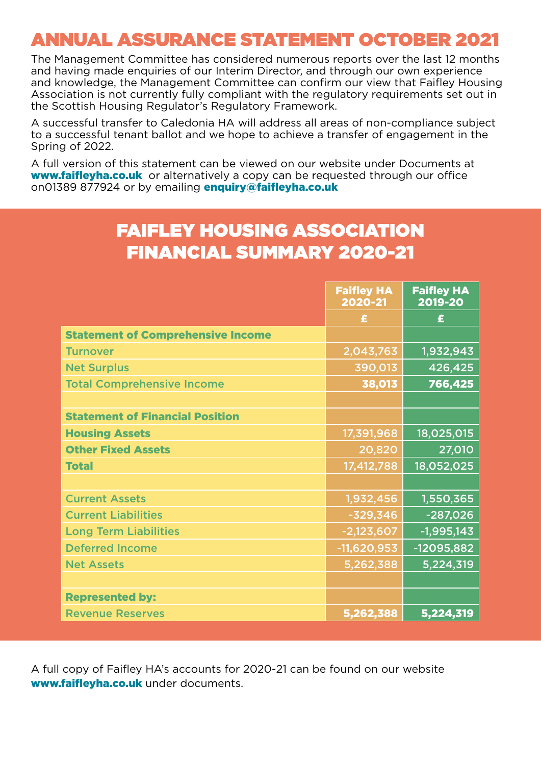# ANNUAL ASSURANCE STATEMENT OCTOBER 2021

The Management Committee has considered numerous reports over the last 12 months and having made enquiries of our Interim Director, and through our own experience and knowledge, the Management Committee can confirm our view that Faifley Housing Association is not currently fully compliant with the regulatory requirements set out in the Scottish Housing Regulator's Regulatory Framework.

A successful transfer to Caledonia HA will address all areas of non-compliance subject to a successful tenant ballot and we hope to achieve a transfer of engagement in the Spring of 2022.

A full version of this statement can be viewed on our website under Documents at **www.faifleyha.co.uk** or alternatively a copy can be requested through our office on01389 877924 or by emailing **enquiry@faifleyha.co.uk**

## FAIFLEY HOUSING ASSOCIATION FINANCIAL SUMMARY 2020-21

| | Faifley HA 2020-21 | Faifley HA 2019-20 |
|---|---|---|
| | £ | £ |
| **Statement of Comprehensive Income** | | |
| Turnover | 2,043,763 | 1,932,943 |
| Net Surplus | 390,013 | 426,425 |
| Total Comprehensive Income | **38,013** | **766,425** |
| | | |
| **Statement of Financial Position** | | |
| **Housing Assets** | 17,391,968 | 18,025,015 |
| **Other Fixed Assets** | 20,820 | 27,010 |
| **Total** | 17,412,788 | 18,052,025 |
| | | |
| Current Assets | 1,932,456 | 1,550,365 |
| Current Liabilities | -329,346 | -287,026 |
| Long Term Liabilities | -2,123,607 | -1,995,143 |
| Deferred Income | -11,620,953 | -12095,882 |
| Net Assets | 5,262,388 | 5,224,319 |
| | | |
| **Represented by:** | | |
| Revenue Reserves | **5,262,388** | **5,224,319** |

A full copy of Faifley HA's accounts for 2020-21 can be found on our website **www.faifleyha.co.uk** under documents.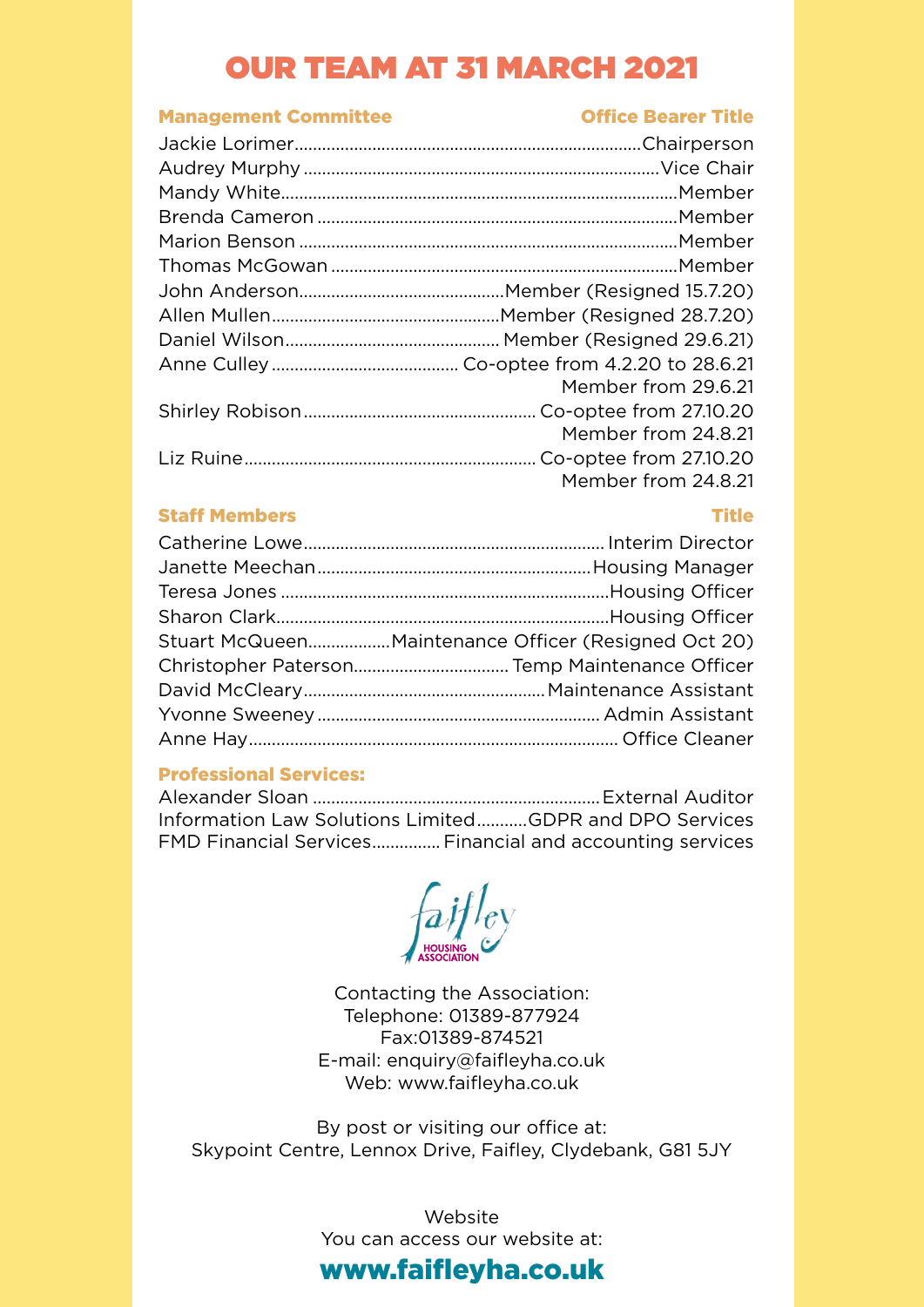# OUR TEAM AT 31 MARCH 2021

| Management Committee | Office Bearer Title |
|---|---|
| Jackie Lorimer | Chairperson |
| Audrey Murphy | Vice Chair |
| Mandy White | Member |
| Brenda Cameron | Member |
| Marion Benson | Member |
| Thomas McGowan | Member |
| John Anderson | Member (Resigned 15.7.20) |
| Allen Mullen | Member (Resigned 28.7.20) |
| Daniel Wilson | Member (Resigned 29.6.21) |
| Anne Culley | Co-optee from 4.2.20 to 28.6.21<br>Member from 29.6.21 |
| Shirley Robison | Co-optee from 27.10.20<br>Member from 24.8.21 |
| Liz Ruine | Co-optee from 27.10.20<br>Member from 24.8.21 |

| Staff Members | Title |
|---|---|
| Catherine Lowe | Interim Director |
| Janette Meechan | Housing Manager |
| Teresa Jones | Housing Officer |
| Sharon Clark | Housing Officer |
| Stuart McQueen | Maintenance Officer (Resigned Oct 20) |
| Christopher Paterson | Temp Maintenance Officer |
| David McCleary | Maintenance Assistant |
| Yvonne Sweeney | Admin Assistant |
| Anne Hay | Office Cleaner |

**Professional Services:**

| | |
|---|---|
| Alexander Sloan | External Auditor |
| Information Law Solutions Limited | GDPR and DPO Services |
| FMD Financial Services | Financial and accounting services |

faifley HOUSING ASSOCIATION

Contacting the Association:
Telephone: 01389-877924
Fax:01389-874521
E-mail: enquiry@faifleyha.co.uk
Web: www.faifleyha.co.uk

By post or visiting our office at:
Skypoint Centre, Lennox Drive, Faifley, Clydebank, G81 5JY

Website
You can access our website at:

**www.faifleyha.co.uk**